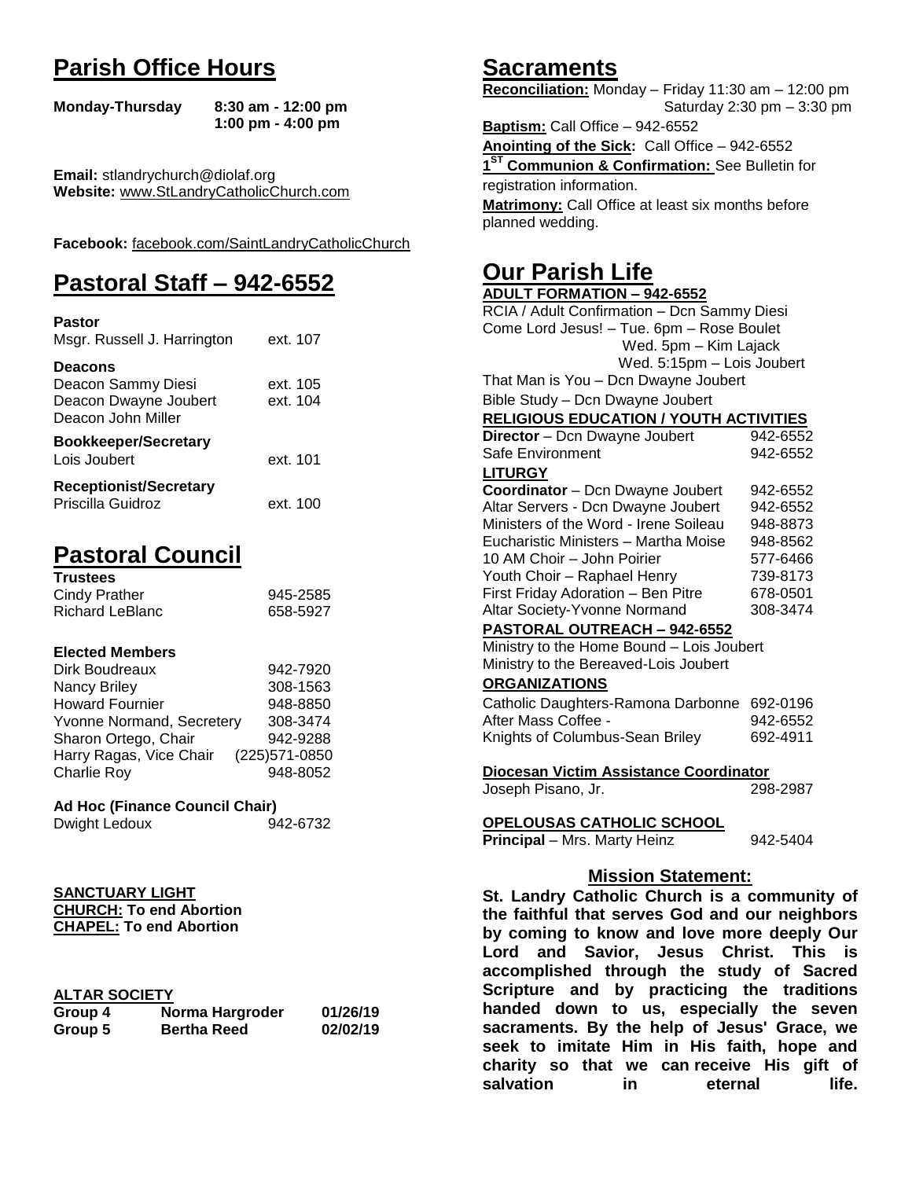# Parish Office Hours

**Monday-Thursday** **8:30 am - 12:00 pm**
**1:00 pm - 4:00 pm**

**Email:** stlandrychurch@diolaf.org
**Website:** www.StLandryCatholicChurch.com

**Facebook:** facebook.com/SaintLandryCatholicChurch

# Pastoral Staff – 942-6552

**Pastor**

| | |
|---|---|
| Msgr. Russell J. Harrington | ext. 107 |

**Deacons**

| | |
|---|---|
| Deacon Sammy Diesi | ext. 105 |
| Deacon Dwayne Joubert | ext. 104 |
| Deacon John Miller | |

**Bookkeeper/Secretary**

| | |
|---|---|
| Lois Joubert | ext. 101 |

**Receptionist/Secretary**

| | |
|---|---|
| Priscilla Guidroz | ext. 100 |

# Pastoral Council

**Trustees**

| | |
|---|---|
| Cindy Prather | 945-2585 |
| Richard LeBlanc | 658-5927 |

**Elected Members**

| | |
|---|---|
| Dirk Boudreaux | 942-7920 |
| Nancy Briley | 308-1563 |
| Howard Fournier | 948-8850 |
| Yvonne Normand, Secretery | 308-3474 |
| Sharon Ortego, Chair | 942-9288 |
| Harry Ragas, Vice Chair | (225)571-0850 |
| Charlie Roy | 948-8052 |

**Ad Hoc (Finance Council Chair)**

| | |
|---|---|
| Dwight Ledoux | 942-6732 |

**SANCTUARY LIGHT**
**CHURCH: To end Abortion**
**CHAPEL: To end Abortion**

**ALTAR SOCIETY**

| | | |
|---|---|---|
| **Group 4** | **Norma Hargroder** | **01/26/19** |
| **Group 5** | **Bertha Reed** | **02/02/19** |

# Sacraments

**Reconciliation:** Monday – Friday 11:30 am – 12:00 pm
Saturday 2:30 pm – 3:30 pm

**Baptism:** Call Office – 942-6552

**Anointing of the Sick:** Call Office – 942-6552

**1ST Communion & Confirmation:** See Bulletin for registration information.

**Matrimony:** Call Office at least six months before planned wedding.

# Our Parish Life

**ADULT FORMATION – 942-6552**

RCIA / Adult Confirmation – Dcn Sammy Diesi
Come Lord Jesus! – Tue. 6pm – Rose Boulet
Wed. 5pm – Kim Lajack
Wed. 5:15pm – Lois Joubert
That Man is You – Dcn Dwayne Joubert
Bible Study – Dcn Dwayne Joubert

**RELIGIOUS EDUCATION / YOUTH ACTIVITIES**

| | |
|---|---|
| **Director** – Dcn Dwayne Joubert | 942-6552 |
| Safe Environment | 942-6552 |

**LITURGY**

| | |
|---|---|
| **Coordinator** – Dcn Dwayne Joubert | 942-6552 |
| Altar Servers - Dcn Dwayne Joubert | 942-6552 |
| Ministers of the Word - Irene Soileau | 948-8873 |
| Eucharistic Ministers – Martha Moise | 948-8562 |
| 10 AM Choir – John Poirier | 577-6466 |
| Youth Choir – Raphael Henry | 739-8173 |
| First Friday Adoration – Ben Pitre | 678-0501 |
| Altar Society-Yvonne Normand | 308-3474 |

**PASTORAL OUTREACH – 942-6552**

Ministry to the Home Bound – Lois Joubert
Ministry to the Bereaved-Lois Joubert

**ORGANIZATIONS**

| | |
|---|---|
| Catholic Daughters-Ramona Darbonne | 692-0196 |
| After Mass Coffee - | 942-6552 |
| Knights of Columbus-Sean Briley | 692-4911 |

**Diocesan Victim Assistance Coordinator**

| | |
|---|---|
| Joseph Pisano, Jr. | 298-2987 |

**OPELOUSAS CATHOLIC SCHOOL**

| | |
|---|---|
| **Principal** – Mrs. Marty Heinz | 942-5404 |

## Mission Statement:

**St. Landry Catholic Church is a community of the faithful that serves God and our neighbors by coming to know and love more deeply Our Lord and Savior, Jesus Christ. This is accomplished through the study of Sacred Scripture and by practicing the traditions handed down to us, especially the seven sacraments. By the help of Jesus' Grace, we seek to imitate Him in His faith, hope and charity so that we can receive His gift of salvation in eternal life.**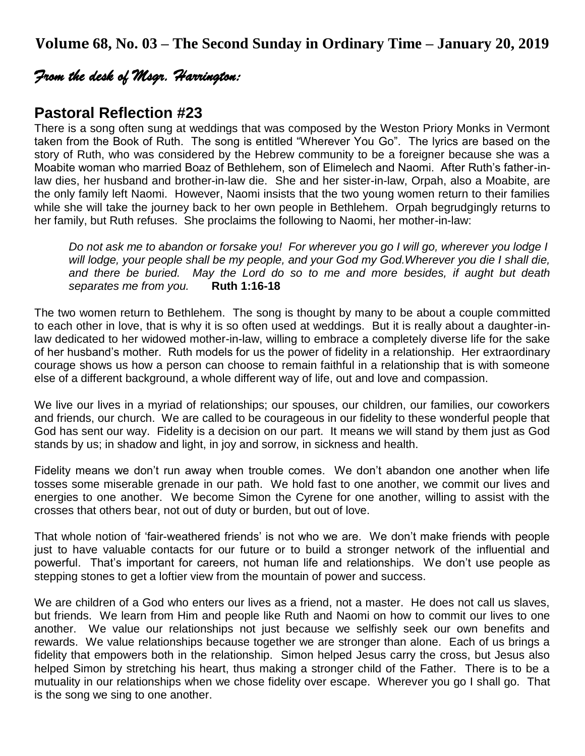**Volume 68, No. 03 – The Second Sunday in Ordinary Time – January 20, 2019**

*From the desk of Msgr. Harrington:*

## Pastoral Reflection #23

There is a song often sung at weddings that was composed by the Weston Priory Monks in Vermont taken from the Book of Ruth. The song is entitled "Wherever You Go". The lyrics are based on the story of Ruth, who was considered by the Hebrew community to be a foreigner because she was a Moabite woman who married Boaz of Bethlehem, son of Elimelech and Naomi. After Ruth's father-in-law dies, her husband and brother-in-law die. She and her sister-in-law, Orpah, also a Moabite, are the only family left Naomi. However, Naomi insists that the two young women return to their families while she will take the journey back to her own people in Bethlehem. Orpah begrudgingly returns to her family, but Ruth refuses. She proclaims the following to Naomi, her mother-in-law:

> *Do not ask me to abandon or forsake you! For wherever you go I will go, wherever you lodge I will lodge, your people shall be my people, and your God my God.Wherever you die I shall die, and there be buried. May the Lord do so to me and more besides, if aught but death separates me from you.* **Ruth 1:16-18**

The two women return to Bethlehem. The song is thought by many to be about a couple committed to each other in love, that is why it is so often used at weddings. But it is really about a daughter-in-law dedicated to her widowed mother-in-law, willing to embrace a completely diverse life for the sake of her husband's mother. Ruth models for us the power of fidelity in a relationship. Her extraordinary courage shows us how a person can choose to remain faithful in a relationship that is with someone else of a different background, a whole different way of life, out and love and compassion.

We live our lives in a myriad of relationships; our spouses, our children, our families, our coworkers and friends, our church. We are called to be courageous in our fidelity to these wonderful people that God has sent our way. Fidelity is a decision on our part. It means we will stand by them just as God stands by us; in shadow and light, in joy and sorrow, in sickness and health.

Fidelity means we don't run away when trouble comes. We don't abandon one another when life tosses some miserable grenade in our path. We hold fast to one another, we commit our lives and energies to one another. We become Simon the Cyrene for one another, willing to assist with the crosses that others bear, not out of duty or burden, but out of love.

That whole notion of 'fair-weathered friends' is not who we are. We don't make friends with people just to have valuable contacts for our future or to build a stronger network of the influential and powerful. That's important for careers, not human life and relationships. We don't use people as stepping stones to get a loftier view from the mountain of power and success.

We are children of a God who enters our lives as a friend, not a master. He does not call us slaves, but friends. We learn from Him and people like Ruth and Naomi on how to commit our lives to one another. We value our relationships not just because we selfishly seek our own benefits and rewards. We value relationships because together we are stronger than alone. Each of us brings a fidelity that empowers both in the relationship. Simon helped Jesus carry the cross, but Jesus also helped Simon by stretching his heart, thus making a stronger child of the Father. There is to be a mutuality in our relationships when we chose fidelity over escape. Wherever you go I shall go. That is the song we sing to one another.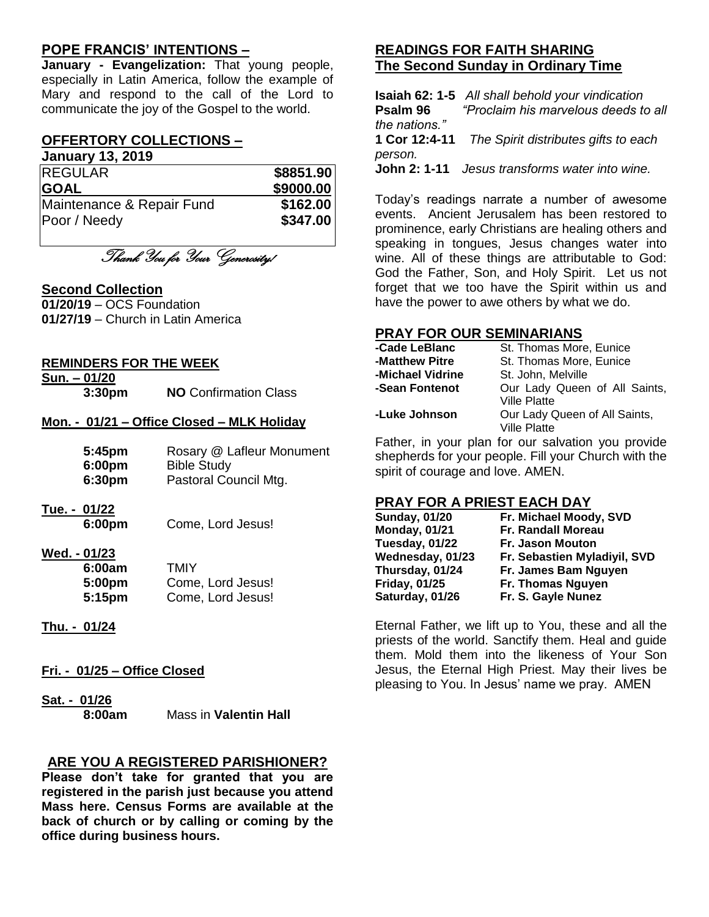## POPE FRANCIS' INTENTIONS –

**January - Evangelization:** That young people, especially in Latin America, follow the example of Mary and respond to the call of the Lord to communicate the joy of the Gospel to the world.

## OFFERTORY COLLECTIONS –

**January 13, 2019**

| | |
|---|---|
| REGULAR | **$8851.90** |
| **GOAL** | **$9000.00** |
| Maintenance & Repair Fund | **$162.00** |
| Poor / Needy | **$347.00** |

*Thank You for Your Generosity!*

## Second Collection

**01/20/19** – OCS Foundation
**01/27/19** – Church in Latin America

## REMINDERS FOR THE WEEK

**Sun. – 01/20**

| | |
|---|---|
| **3:30pm** | **NO** Confirmation Class |

**Mon. - 01/21 – Office Closed – MLK Holiday**

| | |
|---|---|
| **5:45pm** | Rosary @ Lafleur Monument |
| **6:00pm** | Bible Study |
| **6:30pm** | Pastoral Council Mtg. |

**Tue. - 01/22**

| | |
|---|---|
| **6:00pm** | Come, Lord Jesus! |

**Wed. - 01/23**

| | |
|---|---|
| **6:00am** | TMIY |
| **5:00pm** | Come, Lord Jesus! |
| **5:15pm** | Come, Lord Jesus! |

**Thu. - 01/24**

**Fri. - 01/25 – Office Closed**

**Sat. - 01/26**

| | |
|---|---|
| **8:00am** | Mass in **Valentin Hall** |

## ARE YOU A REGISTERED PARISHIONER?

**Please don't take for granted that you are registered in the parish just because you attend Mass here. Census Forms are available at the back of church or by calling or coming by the office during business hours.**

## READINGS FOR FAITH SHARING
## The Second Sunday in Ordinary Time

**Isaiah 62: 1-5** *All shall behold your vindication*
**Psalm 96** *"Proclaim his marvelous deeds to all the nations."*
**1 Cor 12:4-11** *The Spirit distributes gifts to each person.*
**John 2: 1-11** *Jesus transforms water into wine.*

Today's readings narrate a number of awesome events. Ancient Jerusalem has been restored to prominence, early Christians are healing others and speaking in tongues, Jesus changes water into wine. All of these things are attributable to God: God the Father, Son, and Holy Spirit. Let us not forget that we too have the Spirit within us and have the power to awe others by what we do.

## PRAY FOR OUR SEMINARIANS

| | |
|---|---|
| **-Cade LeBlanc** | St. Thomas More, Eunice |
| **-Matthew Pitre** | St. Thomas More, Eunice |
| **-Michael Vidrine** | St. John, Melville |
| **-Sean Fontenot** | Our Lady Queen of All Saints, Ville Platte |
| **-Luke Johnson** | Our Lady Queen of All Saints, Ville Platte |

Father, in your plan for our salvation you provide shepherds for your people. Fill your Church with the spirit of courage and love. AMEN.

## PRAY FOR A PRIEST EACH DAY

| | |
|---|---|
| **Sunday, 01/20** | **Fr. Michael Moody, SVD** |
| **Monday, 01/21** | **Fr. Randall Moreau** |
| **Tuesday, 01/22** | **Fr. Jason Mouton** |
| **Wednesday, 01/23** | **Fr. Sebastien Myladiyil, SVD** |
| **Thursday, 01/24** | **Fr. James Bam Nguyen** |
| **Friday, 01/25** | **Fr. Thomas Nguyen** |
| **Saturday, 01/26** | **Fr. S. Gayle Nunez** |

Eternal Father, we lift up to You, these and all the priests of the world. Sanctify them. Heal and guide them. Mold them into the likeness of Your Son Jesus, the Eternal High Priest. May their lives be pleasing to You. In Jesus' name we pray. AMEN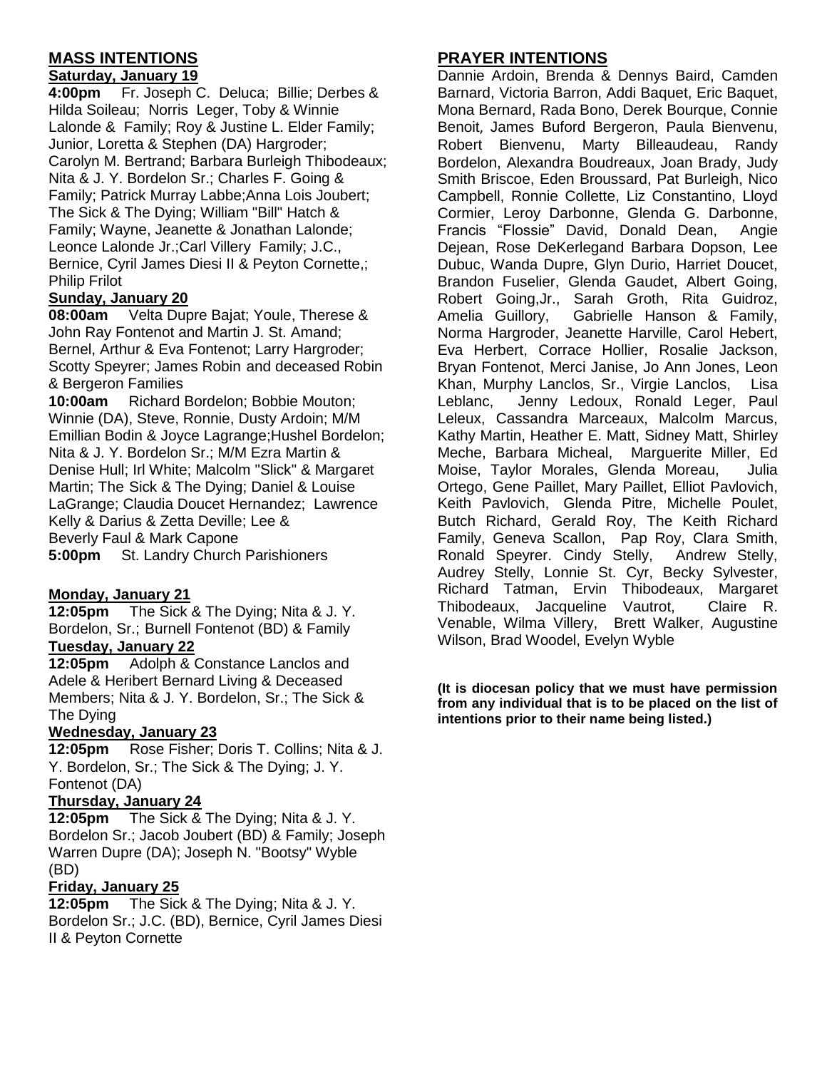## MASS INTENTIONS

### Saturday, January 19

**4:00pm** Fr. Joseph C. Deluca; Billie; Derbes & Hilda Soileau; Norris Leger, Toby & Winnie Lalonde & Family; Roy & Justine L. Elder Family; Junior, Loretta & Stephen (DA) Hargroder; Carolyn M. Bertrand; Barbara Burleigh Thibodeaux; Nita & J. Y. Bordelon Sr.; Charles F. Going & Family; Patrick Murray Labbe;Anna Lois Joubert; The Sick & The Dying; William "Bill" Hatch & Family; Wayne, Jeanette & Jonathan Lalonde; Leonce Lalonde Jr.;Carl Villery Family; J.C., Bernice, Cyril James Diesi II & Peyton Cornette,; Philip Frilot

### Sunday, January 20

**08:00am** Velta Dupre Bajat; Youle, Therese & John Ray Fontenot and Martin J. St. Amand; Bernel, Arthur & Eva Fontenot; Larry Hargroder; Scotty Speyrer; James Robin and deceased Robin & Bergeron Families

**10:00am** Richard Bordelon; Bobbie Mouton; Winnie (DA), Steve, Ronnie, Dusty Ardoin; M/M Emillian Bodin & Joyce Lagrange;Hushel Bordelon; Nita & J. Y. Bordelon Sr.; M/M Ezra Martin & Denise Hull; Irl White; Malcolm "Slick" & Margaret Martin; The Sick & The Dying; Daniel & Louise LaGrange; Claudia Doucet Hernandez; Lawrence Kelly & Darius & Zetta Deville; Lee & Beverly Faul & Mark Capone

**5:00pm** St. Landry Church Parishioners

### Monday, January 21

**12:05pm** The Sick & The Dying; Nita & J. Y. Bordelon, Sr.; Burnell Fontenot (BD) & Family

### Tuesday, January 22

**12:05pm** Adolph & Constance Lanclos and Adele & Heribert Bernard Living & Deceased Members; Nita & J. Y. Bordelon, Sr.; The Sick & The Dying

### Wednesday, January 23

**12:05pm** Rose Fisher; Doris T. Collins; Nita & J. Y. Bordelon, Sr.; The Sick & The Dying; J. Y. Fontenot (DA)

### Thursday, January 24

**12:05pm** The Sick & The Dying; Nita & J. Y. Bordelon Sr.; Jacob Joubert (BD) & Family; Joseph Warren Dupre (DA); Joseph N. "Bootsy" Wyble (BD)

### Friday, January 25

**12:05pm** The Sick & The Dying; Nita & J. Y. Bordelon Sr.; J.C. (BD), Bernice, Cyril James Diesi II & Peyton Cornette

## PRAYER INTENTIONS

Dannie Ardoin, Brenda & Dennys Baird, Camden Barnard, Victoria Barron, Addi Baquet, Eric Baquet, Mona Bernard, Rada Bono, Derek Bourque, Connie Benoit, James Buford Bergeron, Paula Bienvenu, Robert Bienvenu, Marty Billeaudeau, Randy Bordelon, Alexandra Boudreaux, Joan Brady, Judy Smith Briscoe, Eden Broussard, Pat Burleigh, Nico Campbell, Ronnie Collette, Liz Constantino, Lloyd Cormier, Leroy Darbonne, Glenda G. Darbonne, Francis "Flossie" David, Donald Dean, Angie Dejean, Rose DeKerlegand Barbara Dopson, Lee Dubuc, Wanda Dupre, Glyn Durio, Harriet Doucet, Brandon Fuselier, Glenda Gaudet, Albert Going, Robert Going,Jr., Sarah Groth, Rita Guidroz, Amelia Guillory, Gabrielle Hanson & Family, Norma Hargroder, Jeanette Harville, Carol Hebert, Eva Herbert, Corrace Hollier, Rosalie Jackson, Bryan Fontenot, Merci Janise, Jo Ann Jones, Leon Khan, Murphy Lanclos, Sr., Virgie Lanclos, Lisa Leblanc, Jenny Ledoux, Ronald Leger, Paul Leleux, Cassandra Marceaux, Malcolm Marcus, Kathy Martin, Heather E. Matt, Sidney Matt, Shirley Meche, Barbara Micheal, Marguerite Miller, Ed Moise, Taylor Morales, Glenda Moreau, Julia Ortego, Gene Paillet, Mary Paillet, Elliot Pavlovich, Keith Pavlovich, Glenda Pitre, Michelle Poulet, Butch Richard, Gerald Roy, The Keith Richard Family, Geneva Scallon, Pap Roy, Clara Smith, Ronald Speyrer. Cindy Stelly, Andrew Stelly, Audrey Stelly, Lonnie St. Cyr, Becky Sylvester, Richard Tatman, Ervin Thibodeaux, Margaret Thibodeaux, Jacqueline Vautrot, Claire R. Venable, Wilma Villery, Brett Walker, Augustine Wilson, Brad Woodel, Evelyn Wyble

**(It is diocesan policy that we must have permission from any individual that is to be placed on the list of intentions prior to their name being listed.)**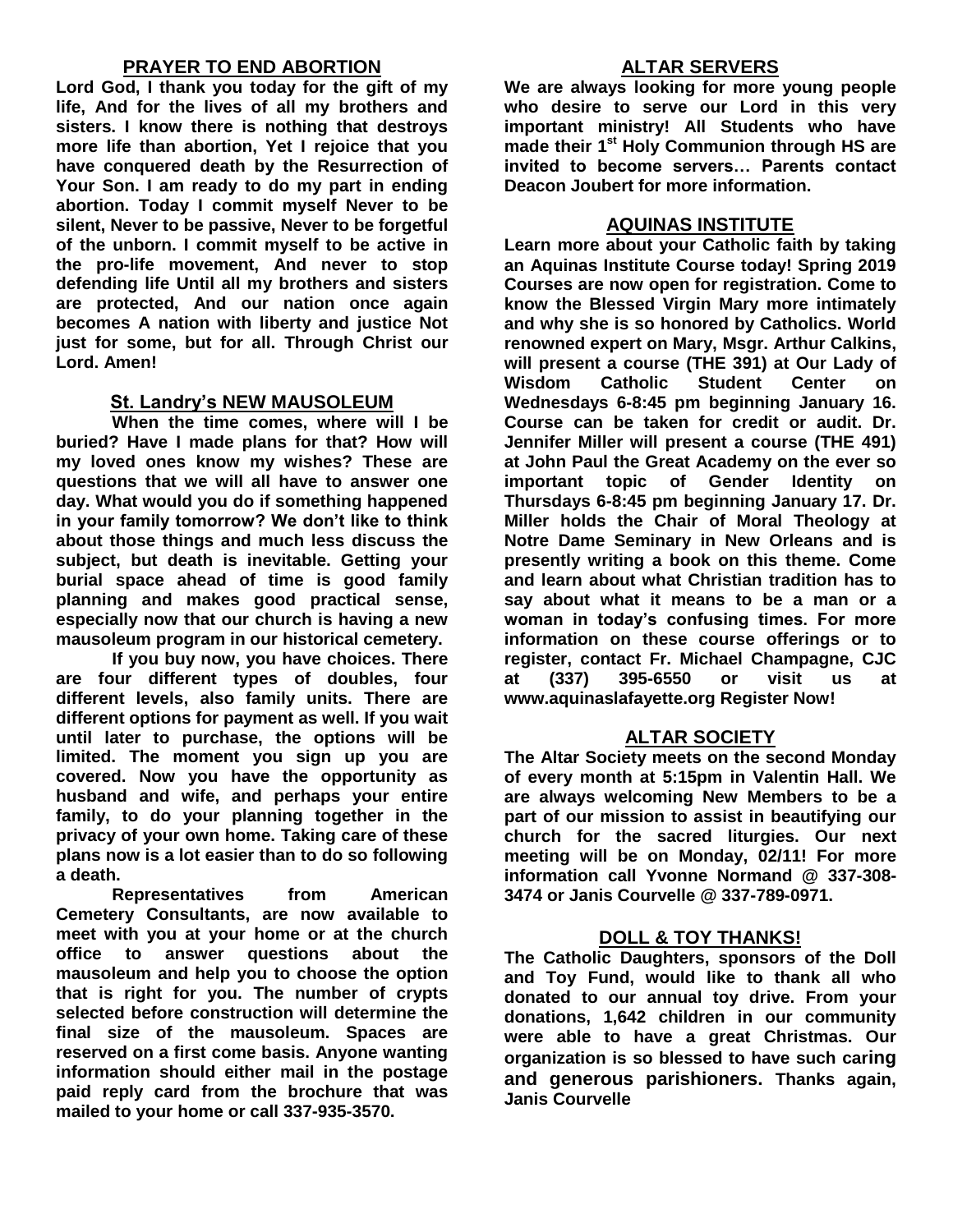## PRAYER TO END ABORTION

**Lord God, I thank you today for the gift of my life, And for the lives of all my brothers and sisters. I know there is nothing that destroys more life than abortion, Yet I rejoice that you have conquered death by the Resurrection of Your Son. I am ready to do my part in ending abortion. Today I commit myself Never to be silent, Never to be passive, Never to be forgetful of the unborn. I commit myself to be active in the pro-life movement, And never to stop defending life Until all my brothers and sisters are protected, And our nation once again becomes A nation with liberty and justice Not just for some, but for all. Through Christ our Lord. Amen!**

## St. Landry's NEW MAUSOLEUM

**When the time comes, where will I be buried? Have I made plans for that? How will my loved ones know my wishes? These are questions that we will all have to answer one day. What would you do if something happened in your family tomorrow? We don't like to think about those things and much less discuss the subject, but death is inevitable. Getting your burial space ahead of time is good family planning and makes good practical sense, especially now that our church is having a new mausoleum program in our historical cemetery.**

**If you buy now, you have choices. There are four different types of doubles, four different levels, also family units. There are different options for payment as well. If you wait until later to purchase, the options will be limited. The moment you sign up you are covered. Now you have the opportunity as husband and wife, and perhaps your entire family, to do your planning together in the privacy of your own home. Taking care of these plans now is a lot easier than to do so following a death.**

**Representatives from American Cemetery Consultants, are now available to meet with you at your home or at the church office to answer questions about the mausoleum and help you to choose the option that is right for you. The number of crypts selected before construction will determine the final size of the mausoleum. Spaces are reserved on a first come basis. Anyone wanting information should either mail in the postage paid reply card from the brochure that was mailed to your home or call 337-935-3570.**

## ALTAR SERVERS

**We are always looking for more young people who desire to serve our Lord in this very important ministry! All Students who have made their 1st Holy Communion through HS are invited to become servers… Parents contact Deacon Joubert for more information.**

## AQUINAS INSTITUTE

**Learn more about your Catholic faith by taking an Aquinas Institute Course today! Spring 2019 Courses are now open for registration. Come to know the Blessed Virgin Mary more intimately and why she is so honored by Catholics. World renowned expert on Mary, Msgr. Arthur Calkins, will present a course (THE 391) at Our Lady of Wisdom Catholic Student Center on Wednesdays 6-8:45 pm beginning January 16. Course can be taken for credit or audit. Dr. Jennifer Miller will present a course (THE 491) at John Paul the Great Academy on the ever so important topic of Gender Identity on Thursdays 6-8:45 pm beginning January 17. Dr. Miller holds the Chair of Moral Theology at Notre Dame Seminary in New Orleans and is presently writing a book on this theme. Come and learn about what Christian tradition has to say about what it means to be a man or a woman in today's confusing times. For more information on these course offerings or to register, contact Fr. Michael Champagne, CJC at (337) 395-6550 or visit us at www.aquinaslafayette.org Register Now!**

## ALTAR SOCIETY

**The Altar Society meets on the second Monday of every month at 5:15pm in Valentin Hall. We are always welcoming New Members to be a part of our mission to assist in beautifying our church for the sacred liturgies. Our next meeting will be on Monday, 02/11! For more information call Yvonne Normand @ 337-308-3474 or Janis Courvelle @ 337-789-0971.**

## DOLL & TOY THANKS!

**The Catholic Daughters, sponsors of the Doll and Toy Fund, would like to thank all who donated to our annual toy drive. From your donations, 1,642 children in our community were able to have a great Christmas. Our organization is so blessed to have such caring and generous parishioners. Thanks again, Janis Courvelle**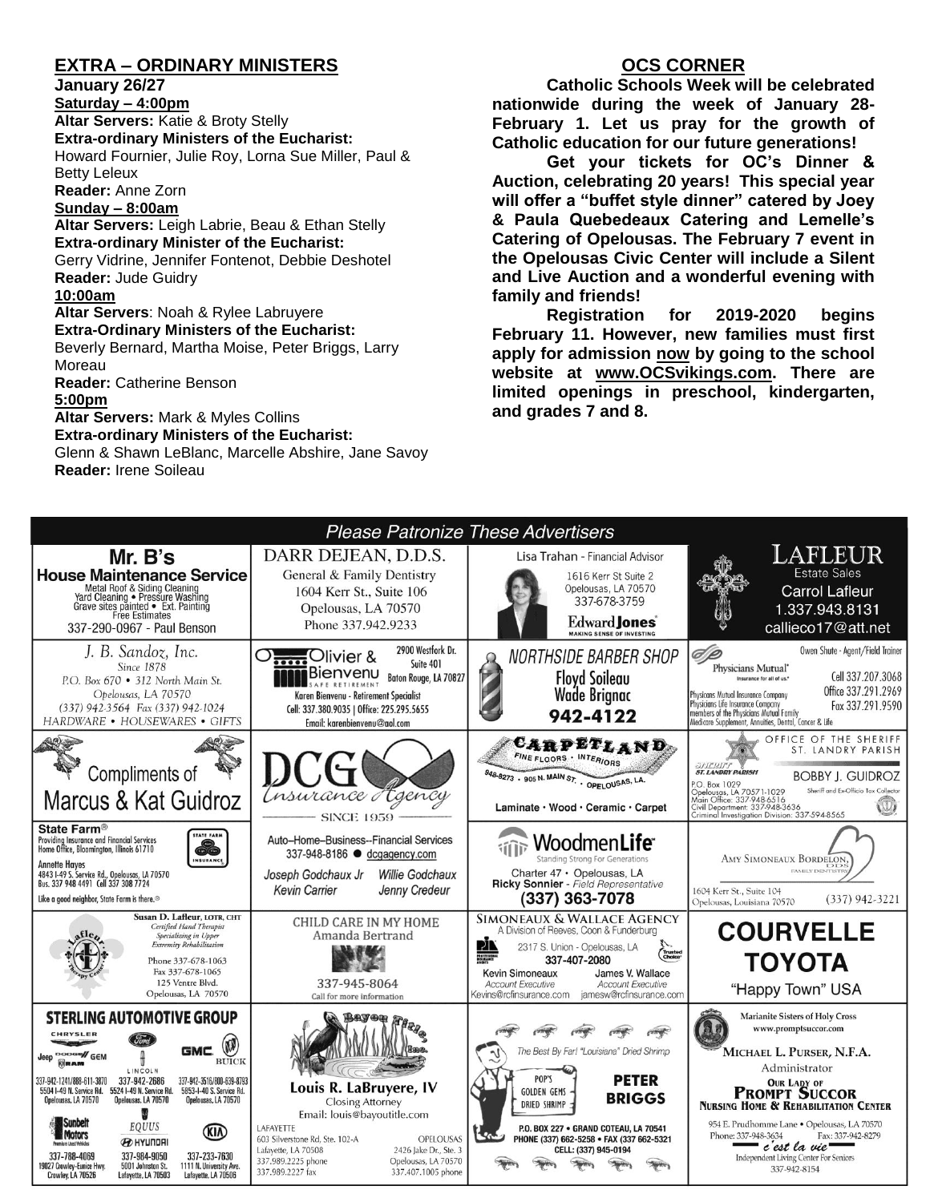## EXTRA – ORDINARY MINISTERS

**January 26/27**

**Saturday – 4:00pm**

**Altar Servers:** Katie & Broty Stelly
**Extra-ordinary Ministers of the Eucharist:** Howard Fournier, Julie Roy, Lorna Sue Miller, Paul & Betty Leleux
**Reader:** Anne Zorn

**Sunday – 8:00am**

**Altar Servers:** Leigh Labrie, Beau & Ethan Stelly
**Extra-ordinary Minister of the Eucharist:** Gerry Vidrine, Jennifer Fontenot, Debbie Deshotel
**Reader:** Jude Guidry

**10:00am**

**Altar Servers**: Noah & Rylee Labruyere
**Extra-Ordinary Ministers of the Eucharist:** Beverly Bernard, Martha Moise, Peter Briggs, Larry Moreau
**Reader:** Catherine Benson

**5:00pm**

**Altar Servers:** Mark & Myles Collins
**Extra-ordinary Ministers of the Eucharist:** Glenn & Shawn LeBlanc, Marcelle Abshire, Jane Savoy
**Reader:** Irene Soileau

## OCS CORNER

**Catholic Schools Week will be celebrated nationwide during the week of January 28-February 1. Let us pray for the growth of Catholic education for our future generations!**

**Get your tickets for OC's Dinner & Auction, celebrating 20 years! This special year will offer a "buffet style dinner" catered by Joey & Paula Quebedeaux Catering and Lemelle's Catering of Opelousas. The February 7 event in the Opelousas Civic Center will include a Silent and Live Auction and a wonderful evening with family and friends!**

**Registration for 2019-2020 begins February 11. However, new families must first apply for admission now by going to the school website at www.OCSvikings.com. There are limited openings in preschool, kindergarten, and grades 7 and 8.**

## Please Patronize These Advertisers

**Mr. B's House Maintenance Service** — Metal Roof & Siding Cleaning, Yard Cleaning • Pressure Washing, Grave sites painted • Ext. Painting, Free Estimates. 337-290-0967 - Paul Benson

**DARR DEJEAN, D.D.S.** — General & Family Dentistry, 1604 Kerr St., Suite 106, Opelousas, LA 70570, Phone 337.942.9233

**Lisa Trahan - Financial Advisor** — 1616 Kerr St Suite 2, Opelousas, LA 70570, 337-678-3759. Edward Jones — Making Sense of Investing

**LAFLEUR Estate Sales** — Carrol Lafleur, 1.337.943.8131, callieco17@att.net

**J. B. Sandoz, Inc.** — Since 1878, P.O. Box 670 • 312 North Main St., Opelousas, LA 70570, (337) 942-3564 Fax (337) 942-1024. HARDWARE • HOUSEWARES • GIFTS

**Olivier & Bienvenu Safe Retirement** — 2900 Westfork Dr. Suite 401, Baton Rouge, LA 70827. Karen Bienvenu - Retirement Specialist. Cell: 337.380.9035 | Office: 225.295.5655. Email: karenbienvenu@aol.com

**NORTHSIDE BARBER SHOP** — Floyd Soileau, Wade Brignac, 942-4122

**Physicians Mutual** — "Insurance for all of us." Owen Shute - Agent/Field Trainer. Cell 337.207.3068, Office 337.291.2969, Fax 337.291.9590. Physicians Mutual Insurance Company, Physicians Life Insurance Company, members of the Physicians Mutual Family. Medicare Supplement, Annuities, Dental, Cancer & Life

**Compliments of Marcus & Kat Guidroz**

**DCG Insurance Agency** — Since 1959

**CARPETLAND** — Fine Floors • Interiors. 948-8273 • 905 N. Main St. • Opelousas, LA. Laminate • Wood • Ceramic • Carpet

**Office of the Sheriff, St. Landry Parish** — Bobby J. Guidroz, Sheriff and Ex-Officio Tax Collector. P.O. Box 1029, Opelousas, LA 70571-1029. Main Office: 337-948-6516. Civil Department: 337-948-3636. Criminal Investigation Division: 337-594-8565

**State Farm** — Providing Insurance and Financial Services, Home Office, Bloomington, Illinois 61710. Annette Hayes, 4843 I-49 S. Service Rd., Opelousas, LA 70570. Bus. 337 948 4491 Cell 337 308 7724. Like a good neighbor, State Farm is there.

**Auto–Home–Business--Financial Services** — 337-948-8186 • dcgagency.com. Joseph Godchaux Jr, Willie Godchaux, Kevin Carrier, Jenny Credeur

**WoodmenLife** — Standing Strong For Generations. Charter 47 • Opelousas, LA. Ricky Sonnier - Field Representative. (337) 363-7078

**Amy Simoneaux Bordelon, DDS** — Family Dentistry. 1604 Kerr St., Suite 104, Opelousas, Louisiana 70570. (337) 942-3221

**Susan D. Lafleur, LOTR, CHT** — Certified Hand Therapist, Specializing in Upper Extremity Rehabilitation. Phone 337-678-1063, Fax 337-678-1065, 125 Ventre Blvd., Opelousas, LA 70570

**CHILD CARE IN MY HOME** — Amanda Bertrand, 337-945-8064, Call for more information

**SIMONEAUX & WALLACE AGENCY** — A Division of Reeves, Coon & Funderburg. 2317 S. Union - Opelousas, LA. 337-407-2080. Kevin Simoneaux, Account Executive, Kevins@rcfinsurance.com. James V. Wallace, Account Executive, jamesw@rcfinsurance.com

**COURVELLE TOYOTA** — "Happy Town" USA

**STERLING AUTOMOTIVE GROUP** — Chrysler, Jeep, Dodge, Ram, Ford, Lincoln, GMC, Buick. 337-942-1241/888-611-3870, 5504 I-49 N. Service Rd., Opelousas, LA 70570. 337-942-2686, 5524 I-49 N. Service Rd., Opelousas, LA 70570. 337-942-3516/800-839-8793, 5853 I-49 S. Service Rd., Opelousas, LA 70570. Sunbelt Motors, Premium Used Vehicles, 337-788-4069, 19027 Crowley-Eunice Hwy., Crowley, LA 70526. Equus, Hyundai, 337-984-9050, 5001 Johnston St., Lafayette, LA 70503. Kia, 337-233-7630, 1111 N. University Ave., Lafayette, LA 70506

**Bayou Title, Inc.** — Louis R. LaBruyere, IV, Closing Attorney. Email: louis@bayoutitle.com. Lafayette: 603 Silverstone Rd, Ste. 102-A, Lafayette, LA 70508, 337.989.2225 phone, 337.989.2227 fax. Opelousas: 2426 Jake Dr., Ste. 3, Opelousas, LA 70570, 337.407.1005 phone

**Pop's Golden Gems Dried Shrimp** — The Best By Far! "Louisiana" Dried Shrimp. PETER BRIGGS. P.O. Box 227 • Grand Coteau, LA 70541. Phone (337) 662-5258 • Fax (337) 662-5321. Cell: (337) 945-0194

**Marianite Sisters of Holy Cross** — www.promptsuccor.com. Michael L. Purser, N.F.A., Administrator. Our Lady of Prompt Succor Nursing Home & Rehabilitation Center. 954 E. Prudhomme Lane • Opelousas, LA 70570. Phone: 337-948-3634, Fax: 337-942-8279. C'est la vie — Independent Living Center For Seniors, 337-942-8154